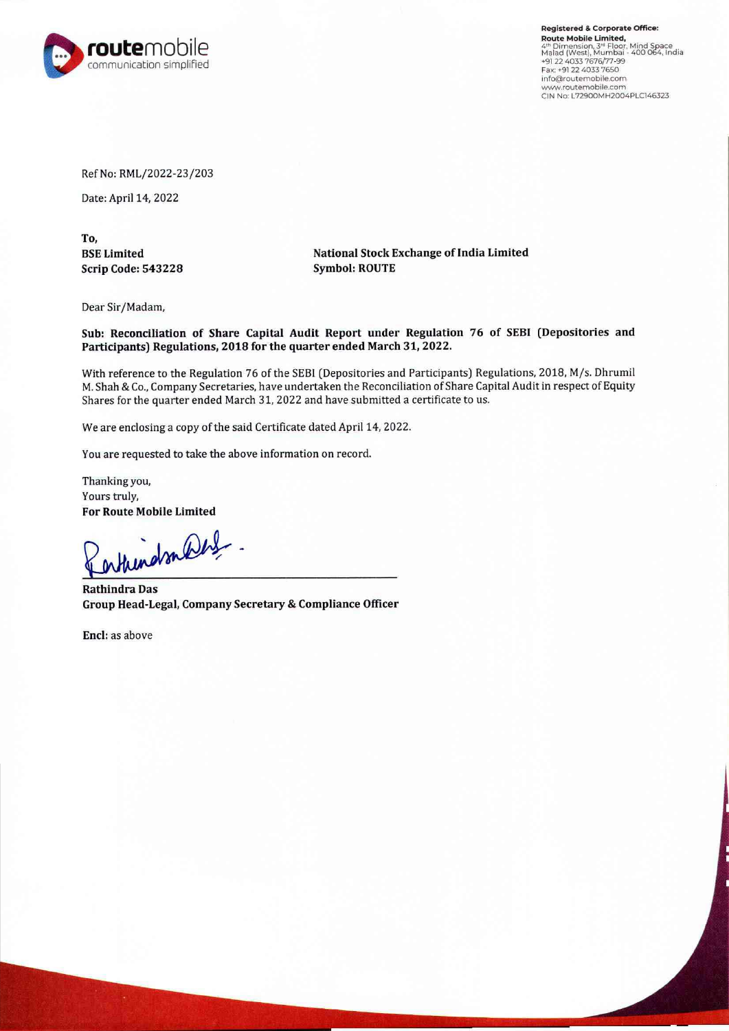**Registered & Corporate Office:**
**Route Mobile Limited,**
4th Dimension, 3rd Floor, Mind Space
Malad (West), Mumbai - 400 064, India
+91 22 4033 7676/77-99
Fax: +91 22 4033 7650
info@routemobile.com
www.routemobile.com
CIN No: L72900MH2004PLC146323

Ref No: RML/2022-23/203

Date: April 14, 2022

**To,**
**BSE Limited**
**Scrip Code: 543228**

**National Stock Exchange of India Limited**
**Symbol: ROUTE**

Dear Sir/Madam,

**Sub: Reconciliation of Share Capital Audit Report under Regulation 76 of SEBI (Depositories and Participants) Regulations, 2018 for the quarter ended March 31, 2022.**

With reference to the Regulation 76 of the SEBI (Depositories and Participants) Regulations, 2018, M/s. Dhrumil M. Shah & Co., Company Secretaries, have undertaken the Reconciliation of Share Capital Audit in respect of Equity Shares for the quarter ended March 31, 2022 and have submitted a certificate to us.

We are enclosing a copy of the said Certificate dated April 14, 2022.

You are requested to take the above information on record.

Thanking you,
Yours truly,
**For Route Mobile Limited**

**Rathindra Das**
**Group Head-Legal, Company Secretary & Compliance Officer**

**Encl:** as above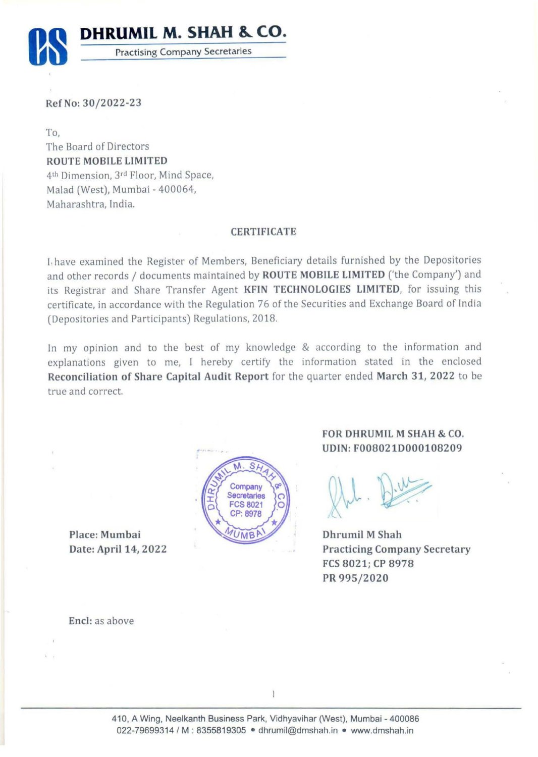# DHRUMIL M. SHAH & CO.

Practising Company Secretaries

Ref No: 30/2022-23

To,
The Board of Directors
**ROUTE MOBILE LIMITED**
4th Dimension, 3rd Floor, Mind Space,
Malad (West), Mumbai - 400064,
Maharashtra, India.

## CERTIFICATE

I have examined the Register of Members, Beneficiary details furnished by the Depositories and other records / documents maintained by **ROUTE MOBILE LIMITED** ('the Company') and its Registrar and Share Transfer Agent **KFIN TECHNOLOGIES LIMITED**, for issuing this certificate, in accordance with the Regulation 76 of the Securities and Exchange Board of India (Depositories and Participants) Regulations, 2018.

In my opinion and to the best of my knowledge & according to the information and explanations given to me, I hereby certify the information stated in the enclosed **Reconciliation of Share Capital Audit Report** for the quarter ended **March 31, 2022** to be true and correct.

**FOR DHRUMIL M SHAH & CO.**
**UDIN: F008021D000108209**

**Place: Mumbai**
**Date: April 14, 2022**

**Dhrumil M Shah**
**Practicing Company Secretary**
**FCS 8021; CP 8978**
**PR 995/2020**

**Encl:** as above

410, A Wing, Neelkanth Business Park, Vidhyavihar (West), Mumbai - 400086
022-79699314 / M : 8355819305 • dhrumil@dmshah.in • www.dmshah.in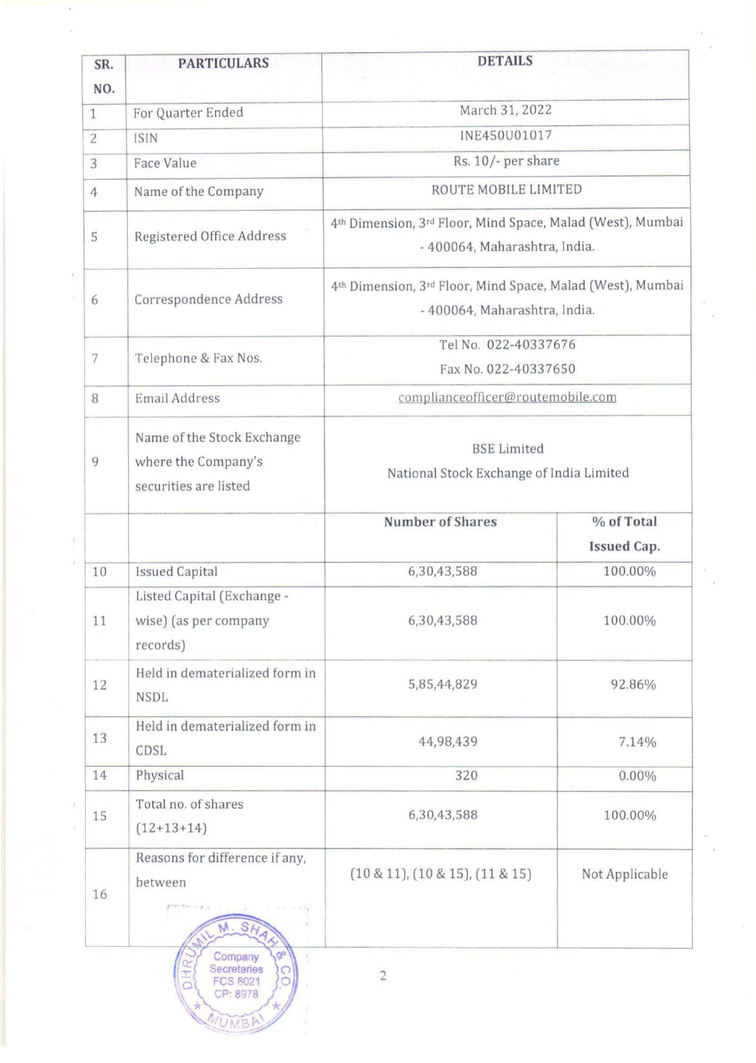| SR. NO. | PARTICULARS | DETAILS | |
|---|---|---|---|
| 1 | For Quarter Ended | March 31, 2022 | |
| 2 | ISIN | INE450U01017 | |
| 3 | Face Value | Rs. 10/- per share | |
| 4 | Name of the Company | ROUTE MOBILE LIMITED | |
| 5 | Registered Office Address | 4th Dimension, 3rd Floor, Mind Space, Malad (West), Mumbai - 400064, Maharashtra, India. | |
| 6 | Correspondence Address | 4th Dimension, 3rd Floor, Mind Space, Malad (West), Mumbai - 400064, Maharashtra, India. | |
| 7 | Telephone & Fax Nos. | Tel No. 022-40337676<br>Fax No. 022-40337650 | |
| 8 | Email Address | complianceofficer@routemobile.com | |
| 9 | Name of the Stock Exchange where the Company's securities are listed | BSE Limited<br>National Stock Exchange of India Limited | |
| | | **Number of Shares** | **% of Total Issued Cap.** |
| 10 | Issued Capital | 6,30,43,588 | 100.00% |
| 11 | Listed Capital (Exchange - wise) (as per company records) | 6,30,43,588 | 100.00% |
| 12 | Held in dematerialized form in NSDL | 5,85,44,829 | 92.86% |
| 13 | Held in dematerialized form in CDSL | 44,98,439 | 7.14% |
| 14 | Physical | 320 | 0.00% |
| 15 | Total no. of shares (12+13+14) | 6,30,43,588 | 100.00% |
| 16 | Reasons for difference if any, between | (10 & 11), (10 & 15), (11 & 15) | Not Applicable |

DHRUMIL M. SHAH & CO.
Company Secretaries
FCS 8021
CP: 8978
MUMBAI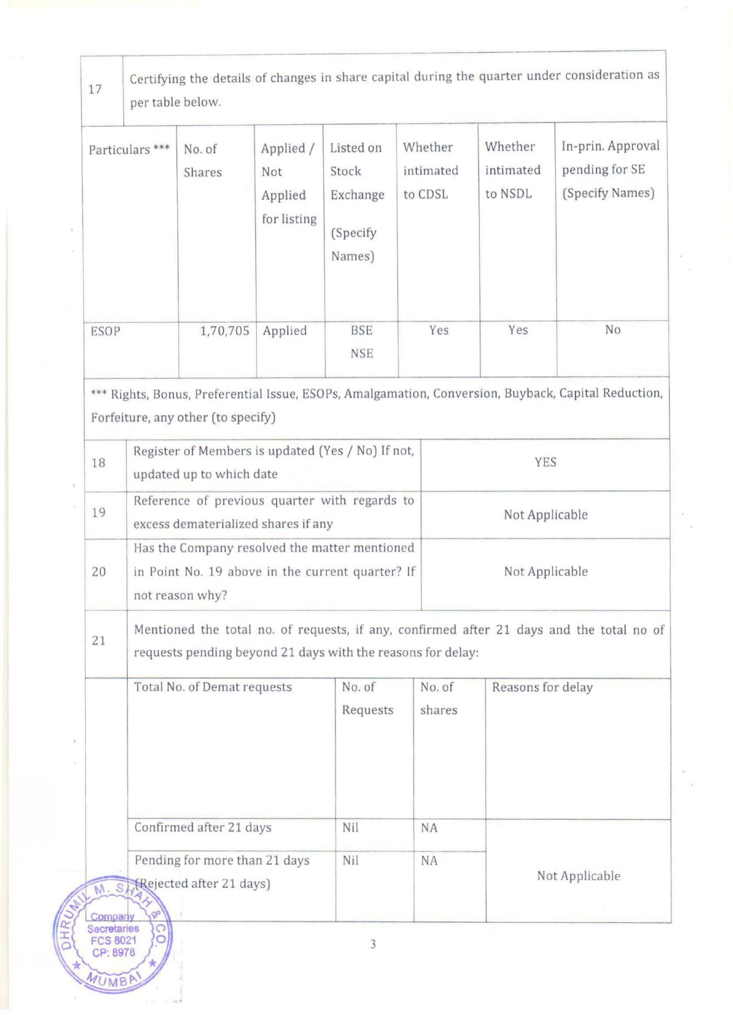| 17 | Certifying the details of changes in share capital during the quarter under consideration as per table below. |
|---|---|

| Particulars *** | No. of Shares | Applied / Not Applied for listing | Listed on Stock Exchange (Specify Names) | Whether intimated to CDSL | Whether intimated to NSDL | In-prin. Approval pending for SE (Specify Names) |
|---|---|---|---|---|---|---|
| ESOP | 1,70,705 | Applied | BSE NSE | Yes | Yes | No |

*** Rights, Bonus, Preferential Issue, ESOPs, Amalgamation, Conversion, Buyback, Capital Reduction, Forfeiture, any other (to specify)

| | | |
|---|---|---|
| 18 | Register of Members is updated (Yes / No) If not, updated up to which date | YES |
| 19 | Reference of previous quarter with regards to excess dematerialized shares if any | Not Applicable |
| 20 | Has the Company resolved the matter mentioned in Point No. 19 above in the current quarter? If not reason why? | Not Applicable |
| 21 | Mentioned the total no. of requests, if any, confirmed after 21 days and the total no of requests pending beyond 21 days with the reasons for delay: | |

| Total No. of Demat requests | No. of Requests | No. of shares | Reasons for delay |
|---|---|---|---|
| Confirmed after 21 days | Nil | NA | Not Applicable |
| Pending for more than 21 days (Rejected after 21 days) | Nil | NA | |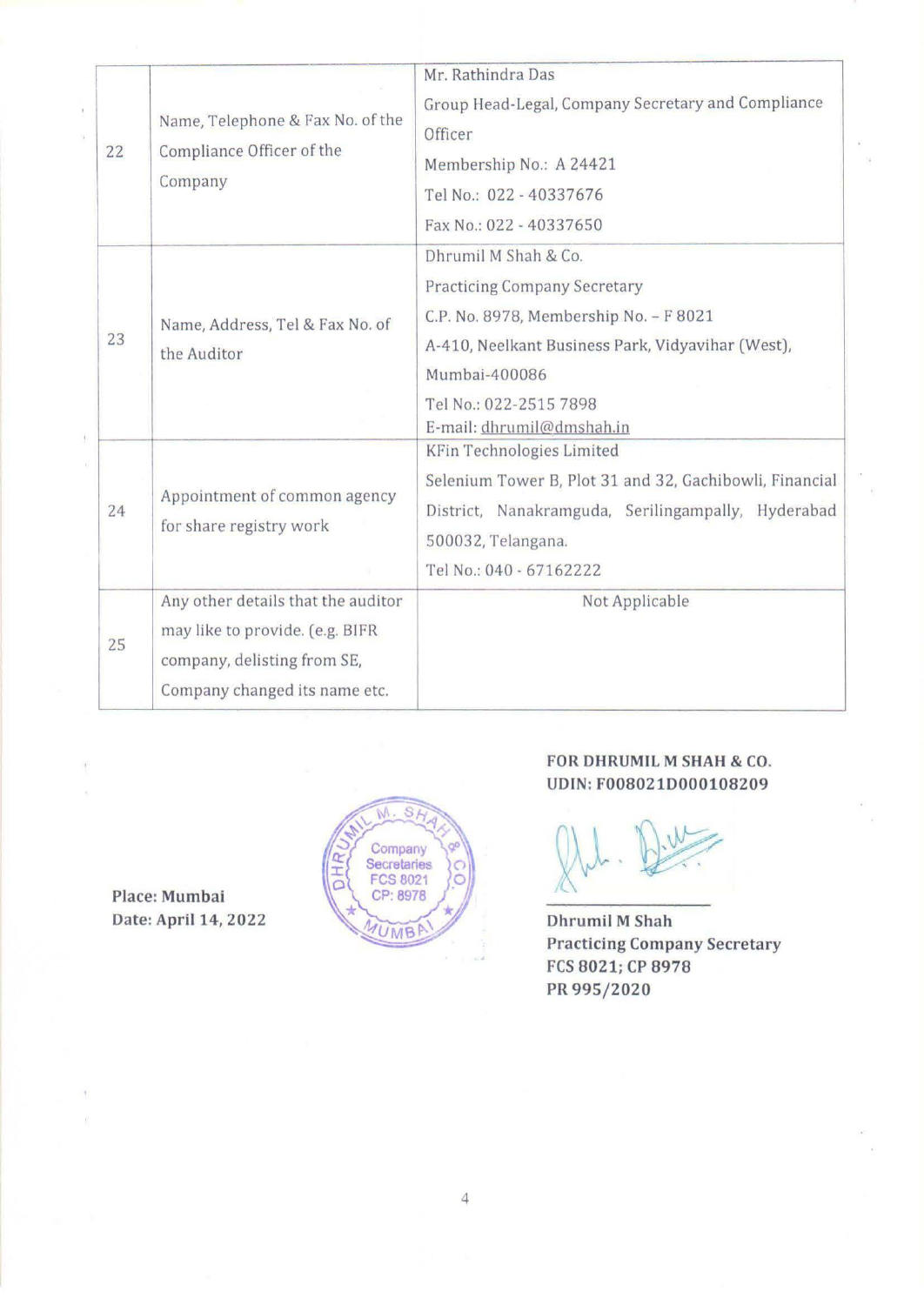| | | |
|---|---|---|
| 22 | Name, Telephone & Fax No. of the Compliance Officer of the Company | Mr. Rathindra Das<br>Group Head-Legal, Company Secretary and Compliance Officer<br>Membership No.: A 24421<br>Tel No.: 022 - 40337676<br>Fax No.: 022 - 40337650 |
| 23 | Name, Address, Tel & Fax No. of the Auditor | Dhrumil M Shah & Co.<br>Practicing Company Secretary<br>C.P. No. 8978, Membership No. – F 8021<br>A-410, Neelkant Business Park, Vidyavihar (West), Mumbai-400086<br>Tel No.: 022-2515 7898<br>E-mail: dhrumil@dmshah.in |
| 24 | Appointment of common agency for share registry work | KFin Technologies Limited<br>Selenium Tower B, Plot 31 and 32, Gachibowli, Financial District, Nanakramguda, Serilingampally, Hyderabad 500032, Telangana.<br>Tel No.: 040 - 67162222 |
| 25 | Any other details that the auditor may like to provide. (e.g. BIFR company, delisting from SE, Company changed its name etc. | Not Applicable |

**FOR DHRUMIL M SHAH & CO.**
**UDIN: F008021D000108209**

**Place: Mumbai**
**Date: April 14, 2022**

**Dhrumil M Shah**
**Practicing Company Secretary**
**FCS 8021; CP 8978**
**PR 995/2020**